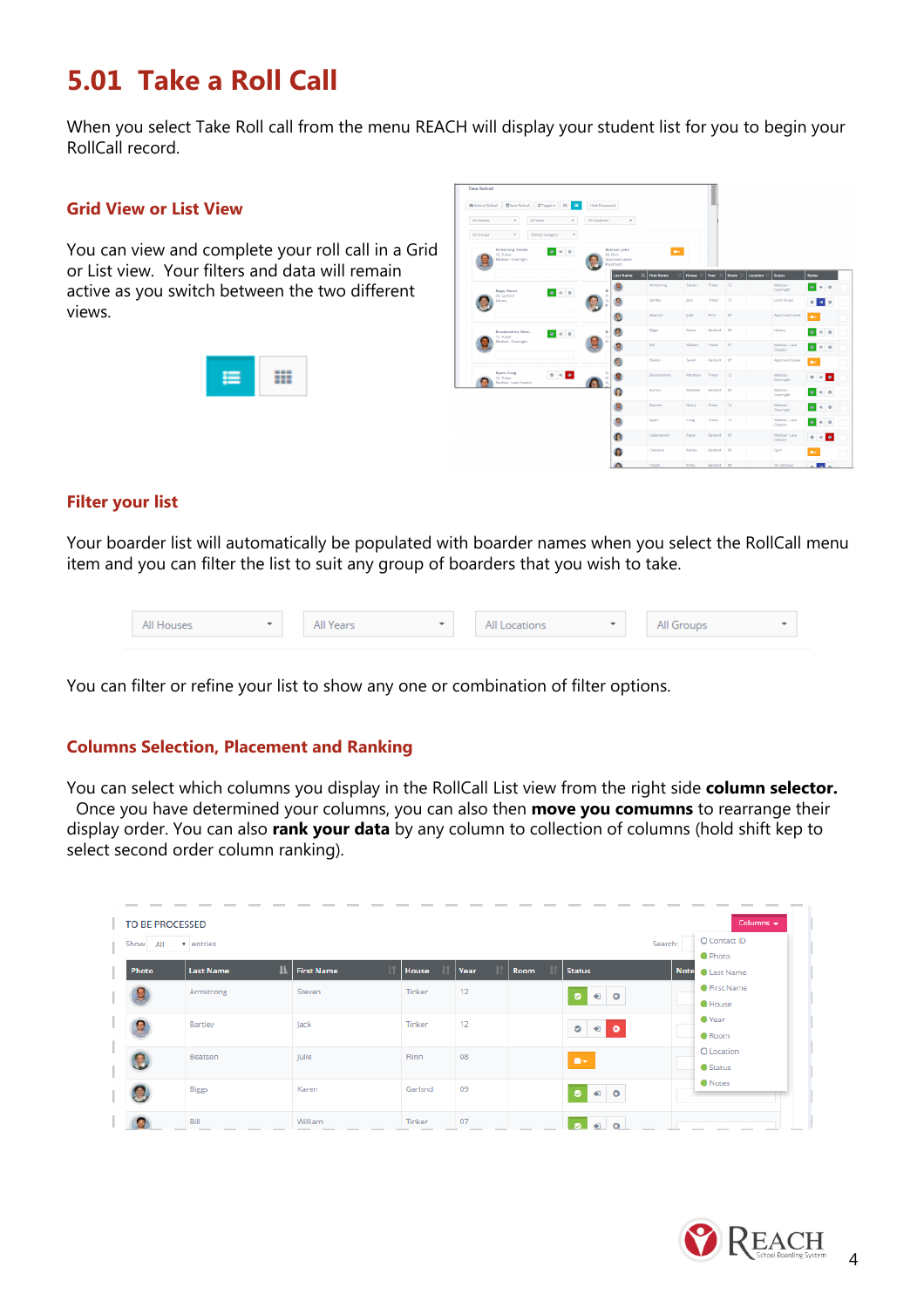# 5.01 Take a Roll Call

When you select Take Roll call from the menu REACH will display your student list for you to begin your RollCall record.

## Grid View or List View

You can view and complete your roll call in a Grid or List view. Your filters and data will remain active as you switch between the two different views.

## Filter your list

Your boarder list will automatically be populated with boarder names when you select the RollCall menu item and you can filter the list to suit any group of boarders that you wish to take.

All Houses | All Years | All Locations | All Groups

You can filter or refine your list to show any one or combination of filter options.

## Columns Selection, Placement and Ranking

You can select which columns you display in the RollCall List view from the right side **column selector.** Once you have determined your columns, you can also then **move you comumns** to rearrange their display order. You can also **rank your data** by any column to collection of columns (hold shift kep to select second order column ranking).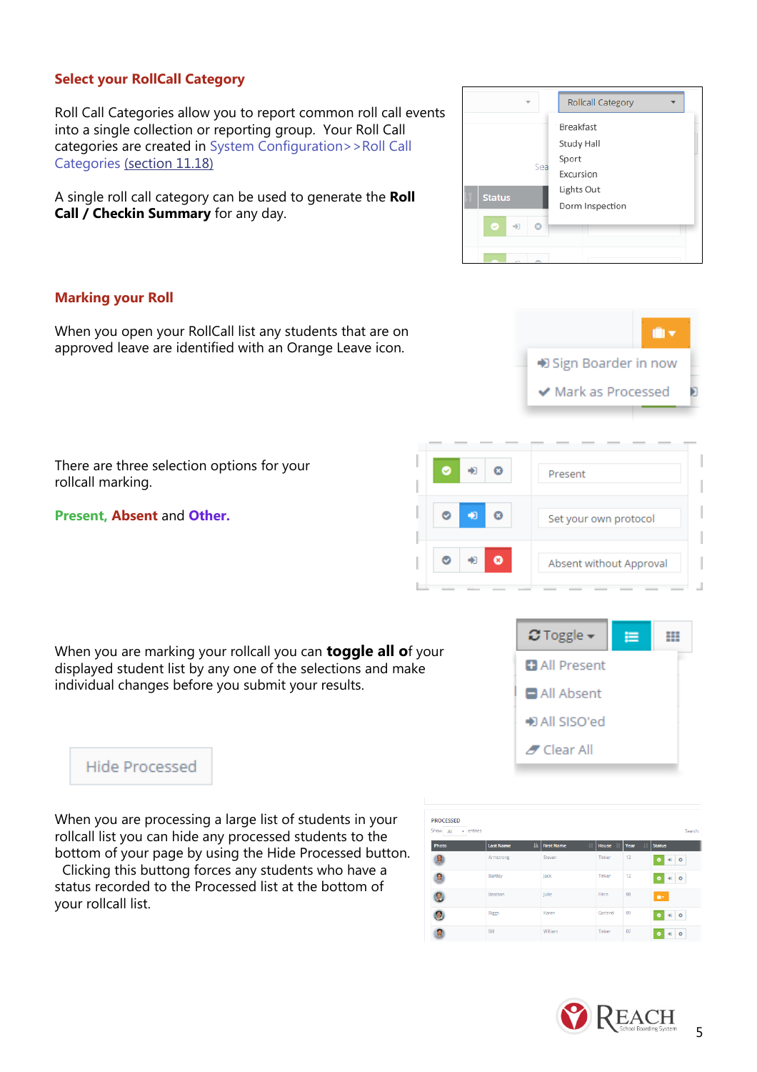## Select your RollCall Category

Roll Call Categories allow you to report common roll call events into a single collection or reporting group. Your Roll Call categories are created in System Configuration>>Roll Call Categories (section 11.18)

A single roll call category can be used to generate the **Roll Call / Checkin Summary** for any day.

## Marking your Roll

When you open your RollCall list any students that are on approved leave are identified with an Orange Leave icon.

There are three selection options for your rollcall marking.

**Present, Absent** and **Other.**

When you are marking your rollcall you can **toggle all o**f your displayed student list by any one of the selections and make individual changes before you submit your results.

When you are processing a large list of students in your rollcall list you can hide any processed students to the bottom of your page by using the Hide Processed button. Clicking this buttong forces any students who have a status recorded to the Processed list at the bottom of your rollcall list.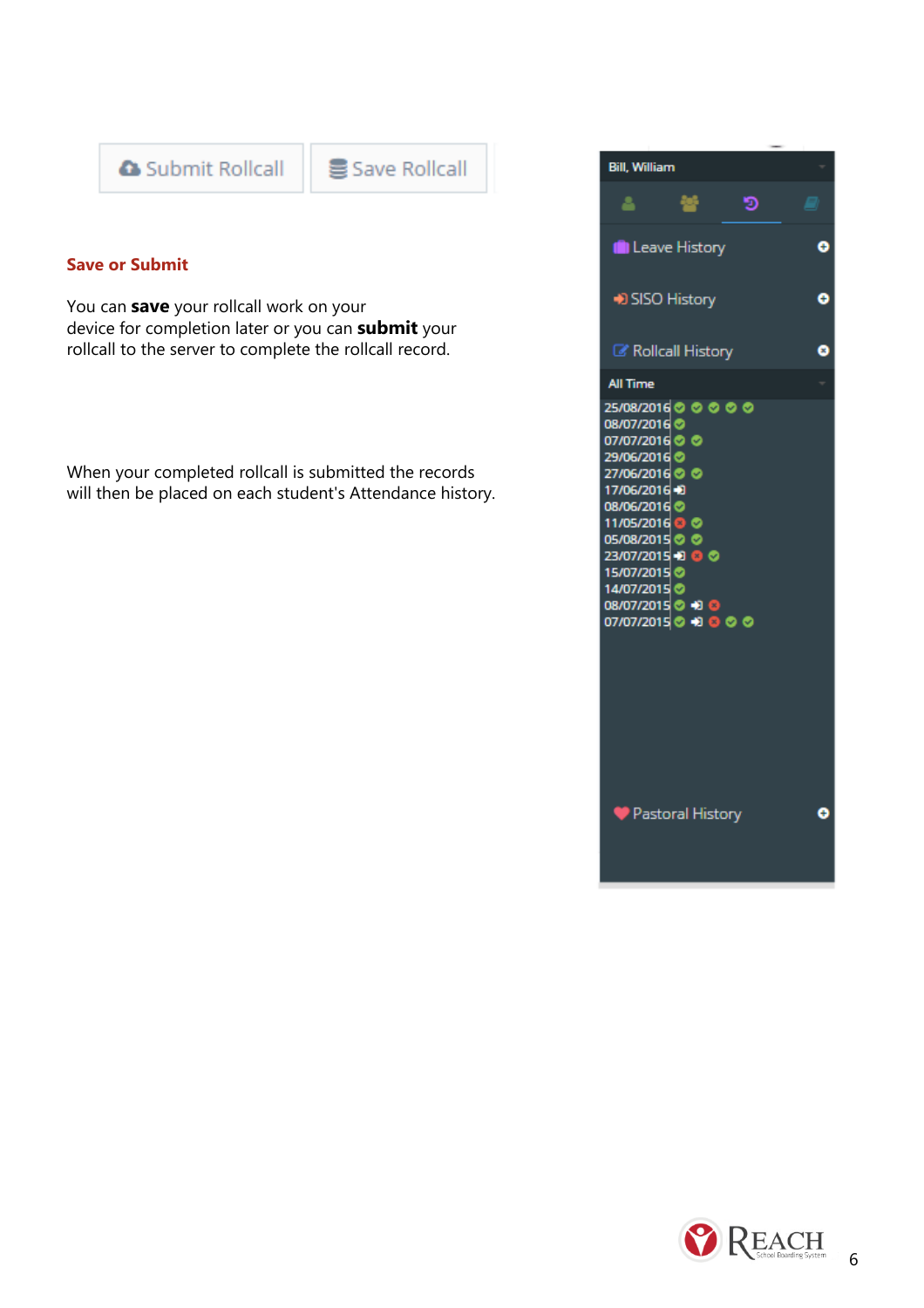Submit Rollcall    Save Rollcall

**Save or Submit**

You can **save** your rollcall work on your device for completion later or you can **submit** your rollcall to the server to complete the rollcall record.

When your completed rollcall is submitted the records will then be placed on each student's Attendance history.

Bill, William

Leave History

SISO History

Rollcall History

All Time

25/08/2016
08/07/2016
07/07/2016
29/06/2016
27/06/2016
17/06/2016
08/06/2016
11/05/2016
05/08/2015
23/07/2015
15/07/2015
14/07/2015
08/07/2015
07/07/2015

Pastoral History